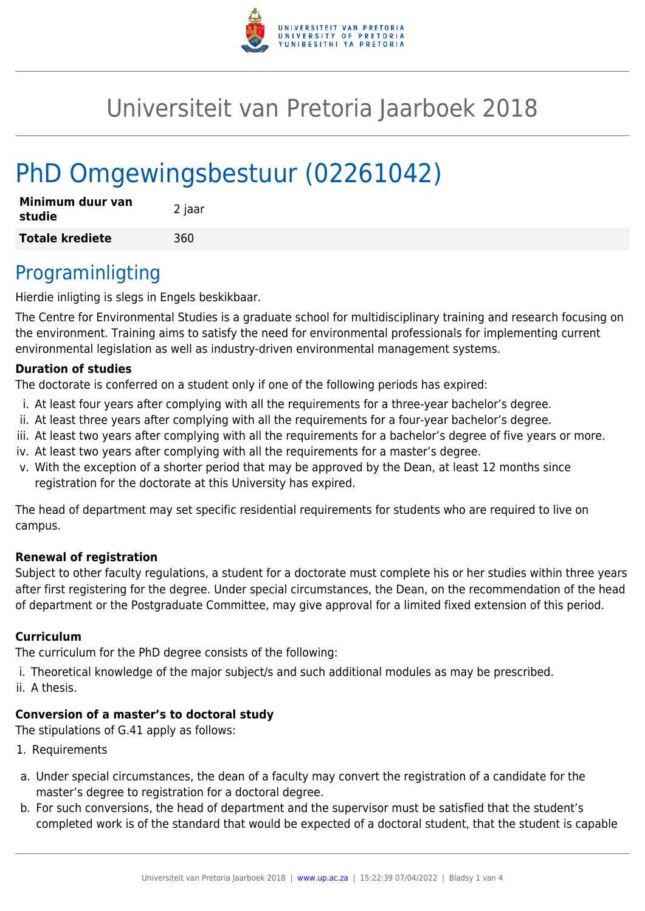# Universiteit van Pretoria Jaarboek 2018

# PhD Omgewingsbestuur (02261042)

| | |
|---|---|
| **Minimum duur van studie** | 2 jaar |
| **Totale krediete** | 360 |

## Programinligting

Hierdie inligting is slegs in Engels beskikbaar.

The Centre for Environmental Studies is a graduate school for multidisciplinary training and research focusing on the environment. Training aims to satisfy the need for environmental professionals for implementing current environmental legislation as well as industry-driven environmental management systems.

**Duration of studies**

The doctorate is conferred on a student only if one of the following periods has expired:

i. At least four years after complying with all the requirements for a three-year bachelor's degree.
ii. At least three years after complying with all the requirements for a four-year bachelor's degree.
iii. At least two years after complying with all the requirements for a bachelor's degree of five years or more.
iv. At least two years after complying with all the requirements for a master's degree.
v. With the exception of a shorter period that may be approved by the Dean, at least 12 months since registration for the doctorate at this University has expired.

The head of department may set specific residential requirements for students who are required to live on campus.

**Renewal of registration**

Subject to other faculty regulations, a student for a doctorate must complete his or her studies within three years after first registering for the degree. Under special circumstances, the Dean, on the recommendation of the head of department or the Postgraduate Committee, may give approval for a limited fixed extension of this period.

**Curriculum**

The curriculum for the PhD degree consists of the following:

i. Theoretical knowledge of the major subject/s and such additional modules as may be prescribed.
ii. A thesis.

**Conversion of a master's to doctoral study**

The stipulations of G.41 apply as follows:

1. Requirements

a. Under special circumstances, the dean of a faculty may convert the registration of a candidate for the master's degree to registration for a doctoral degree.
b. For such conversions, the head of department and the supervisor must be satisfied that the student's completed work is of the standard that would be expected of a doctoral student, that the student is capable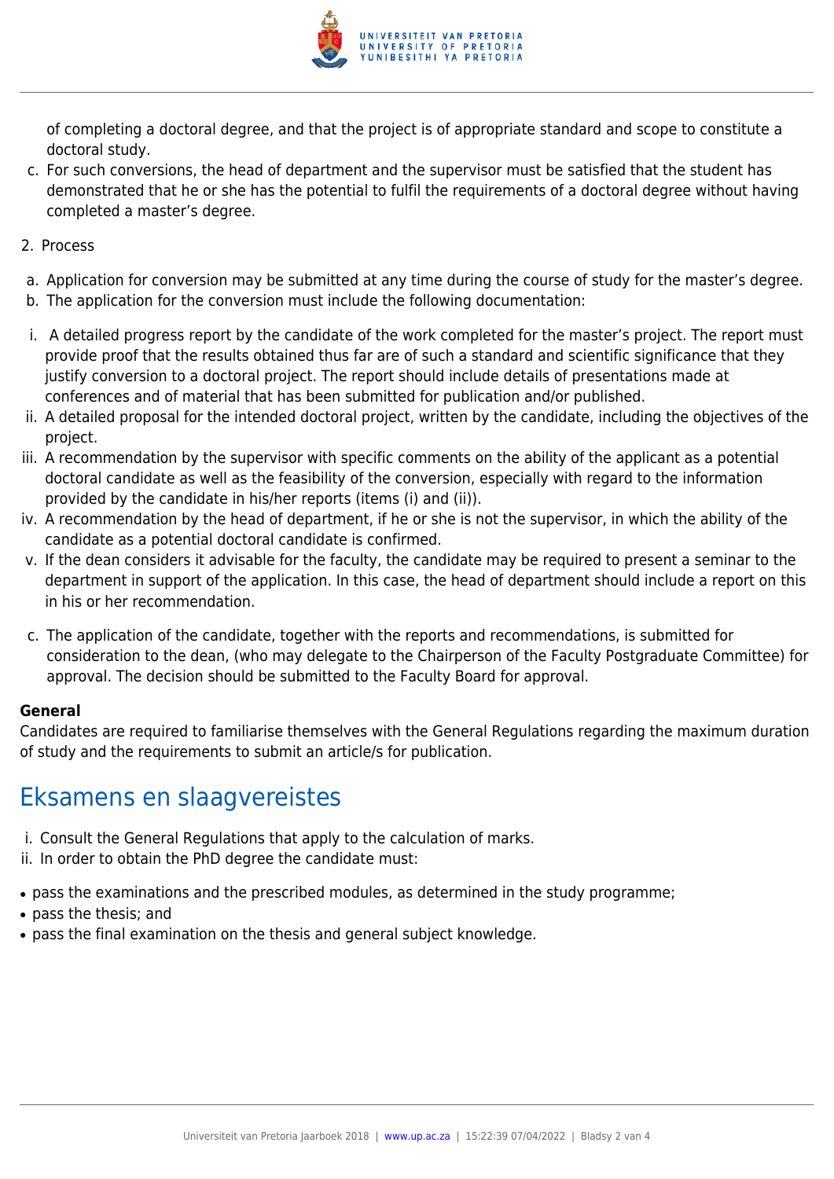of completing a doctoral degree, and that the project is of appropriate standard and scope to constitute a doctoral study.

c. For such conversions, the head of department and the supervisor must be satisfied that the student has demonstrated that he or she has the potential to fulfil the requirements of a doctoral degree without having completed a master's degree.

2. Process

a. Application for conversion may be submitted at any time during the course of study for the master's degree.
b. The application for the conversion must include the following documentation:

i. A detailed progress report by the candidate of the work completed for the master's project. The report must provide proof that the results obtained thus far are of such a standard and scientific significance that they justify conversion to a doctoral project. The report should include details of presentations made at conferences and of material that has been submitted for publication and/or published.
ii. A detailed proposal for the intended doctoral project, written by the candidate, including the objectives of the project.
iii. A recommendation by the supervisor with specific comments on the ability of the applicant as a potential doctoral candidate as well as the feasibility of the conversion, especially with regard to the information provided by the candidate in his/her reports (items (i) and (ii)).
iv. A recommendation by the head of department, if he or she is not the supervisor, in which the ability of the candidate as a potential doctoral candidate is confirmed.
v. If the dean considers it advisable for the faculty, the candidate may be required to present a seminar to the department in support of the application. In this case, the head of department should include a report on this in his or her recommendation.

c. The application of the candidate, together with the reports and recommendations, is submitted for consideration to the dean, (who may delegate to the Chairperson of the Faculty Postgraduate Committee) for approval. The decision should be submitted to the Faculty Board for approval.

**General**
Candidates are required to familiarise themselves with the General Regulations regarding the maximum duration of study and the requirements to submit an article/s for publication.

## Eksamens en slaagvereistes

i. Consult the General Regulations that apply to the calculation of marks.
ii. In order to obtain the PhD degree the candidate must:

- pass the examinations and the prescribed modules, as determined in the study programme;
- pass the thesis; and
- pass the final examination on the thesis and general subject knowledge.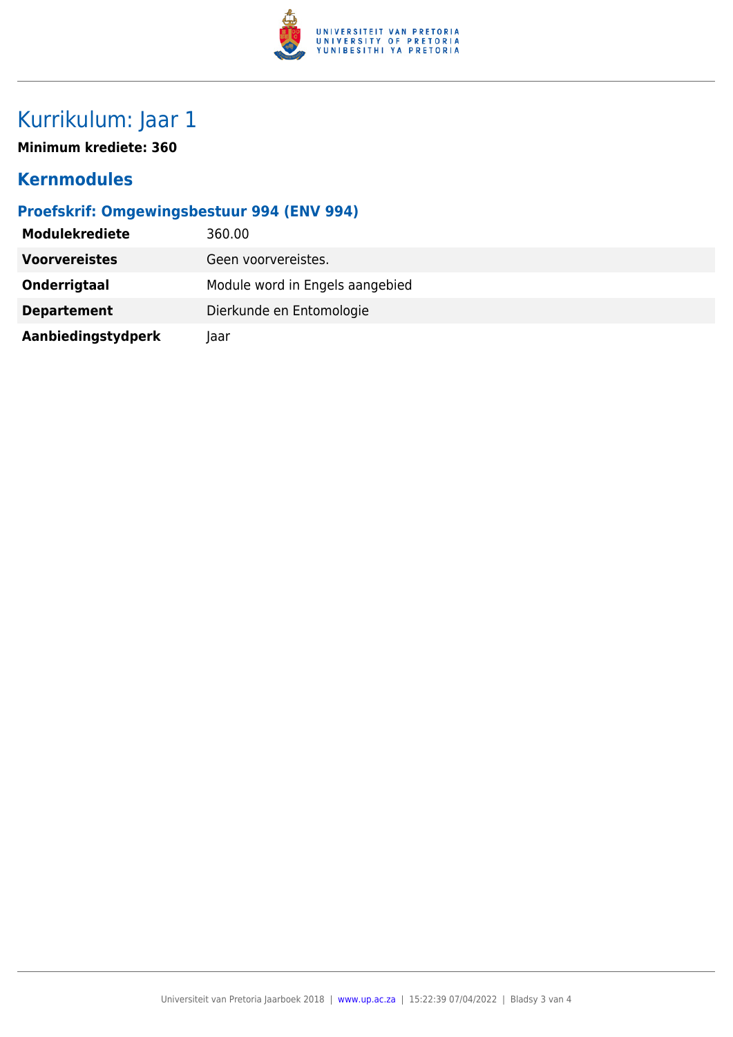# Kurrikulum: Jaar 1

**Minimum krediete: 360**

## Kernmodules

### Proefskrif: Omgewingsbestuur 994 (ENV 994)

| | |
|---|---|
| **Modulekrediete** | 360.00 |
| **Voorvereistes** | Geen voorvereistes. |
| **Onderrigtaal** | Module word in Engels aangebied |
| **Departement** | Dierkunde en Entomologie |
| **Aanbiedingstydperk** | Jaar |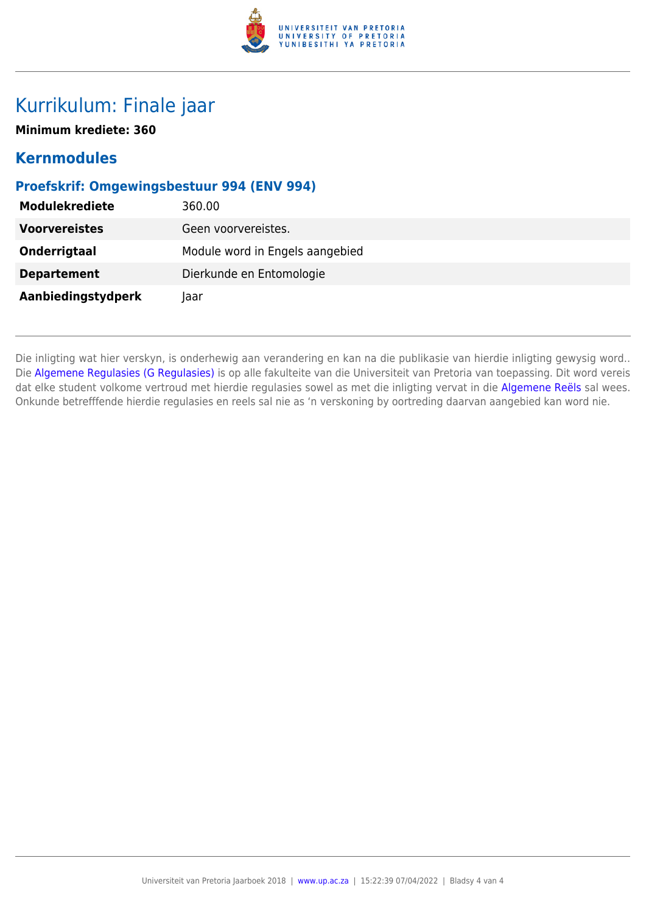# Kurrikulum: Finale jaar

**Minimum krediete: 360**

## Kernmodules

### Proefskrif: Omgewingsbestuur 994 (ENV 994)

| | |
|---|---|
| **Modulekrediete** | 360.00 |
| **Voorvereistes** | Geen voorvereistes. |
| **Onderrigtaal** | Module word in Engels aangebied |
| **Departement** | Dierkunde en Entomologie |
| **Aanbiedingstydperk** | Jaar |

Die inligting wat hier verskyn, is onderhewig aan verandering en kan na die publikasie van hierdie inligting gewysig word.. Die Algemene Regulasies (G Regulasies) is op alle fakulteite van die Universiteit van Pretoria van toepassing. Dit word vereis dat elke student volkome vertroud met hierdie regulasies sowel as met die inligting vervat in die Algemene Reëls sal wees. Onkunde betrefffende hierdie regulasies en reels sal nie as 'n verskoning by oortreding daarvan aangebied kan word nie.